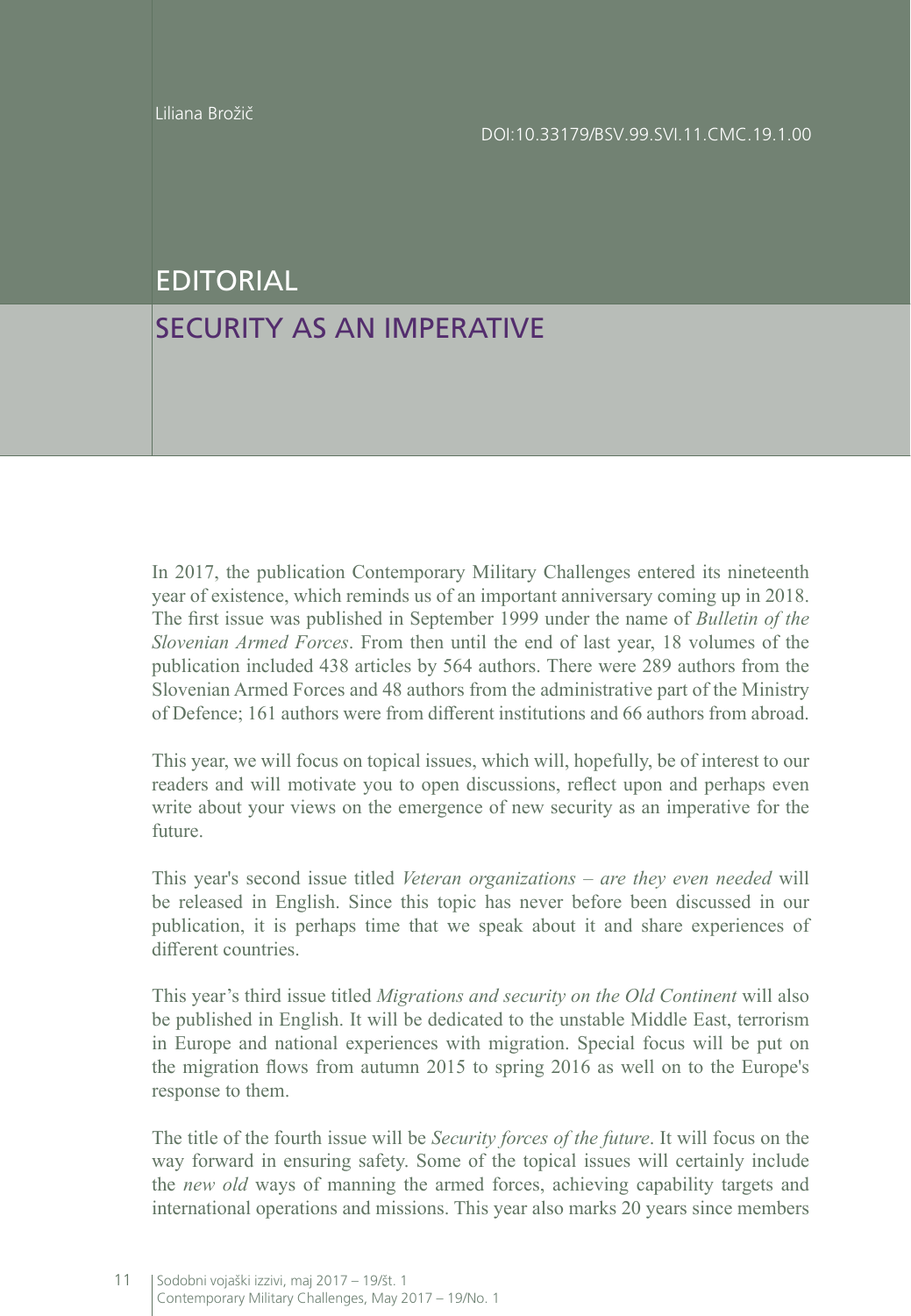Liliana Brožič

DOI:10.33179/BSV.99.SVI.11.CMC.19.1.00

# EDITORIAL

## SECURITY AS AN IMPERATIVE

In 2017, the publication Contemporary Military Challenges entered its nineteenth year of existence, which reminds us of an important anniversary coming up in 2018. The first issue was published in September 1999 under the name of *Bulletin of the Slovenian Armed Forces*. From then until the end of last year, 18 volumes of the publication included 438 articles by 564 authors. There were 289 authors from the Slovenian Armed Forces and 48 authors from the administrative part of the Ministry of Defence; 161 authors were from different institutions and 66 authors from abroad.

This year, we will focus on topical issues, which will, hopefully, be of interest to our readers and will motivate you to open discussions, reflect upon and perhaps even write about your views on the emergence of new security as an imperative for the future.

This year's second issue titled *Veteran organizations – are they even needed* will be released in English. Since this topic has never before been discussed in our publication, it is perhaps time that we speak about it and share experiences of different countries.

This year's third issue titled *Migrations and security on the Old Continent* will also be published in English. It will be dedicated to the unstable Middle East, terrorism in Europe and national experiences with migration. Special focus will be put on the migration flows from autumn 2015 to spring 2016 as well on to the Europe's response to them.

The title of the fourth issue will be *Security forces of the future*. It will focus on the way forward in ensuring safety. Some of the topical issues will certainly include the *new old* ways of manning the armed forces, achieving capability targets and international operations and missions. This year also marks 20 years since members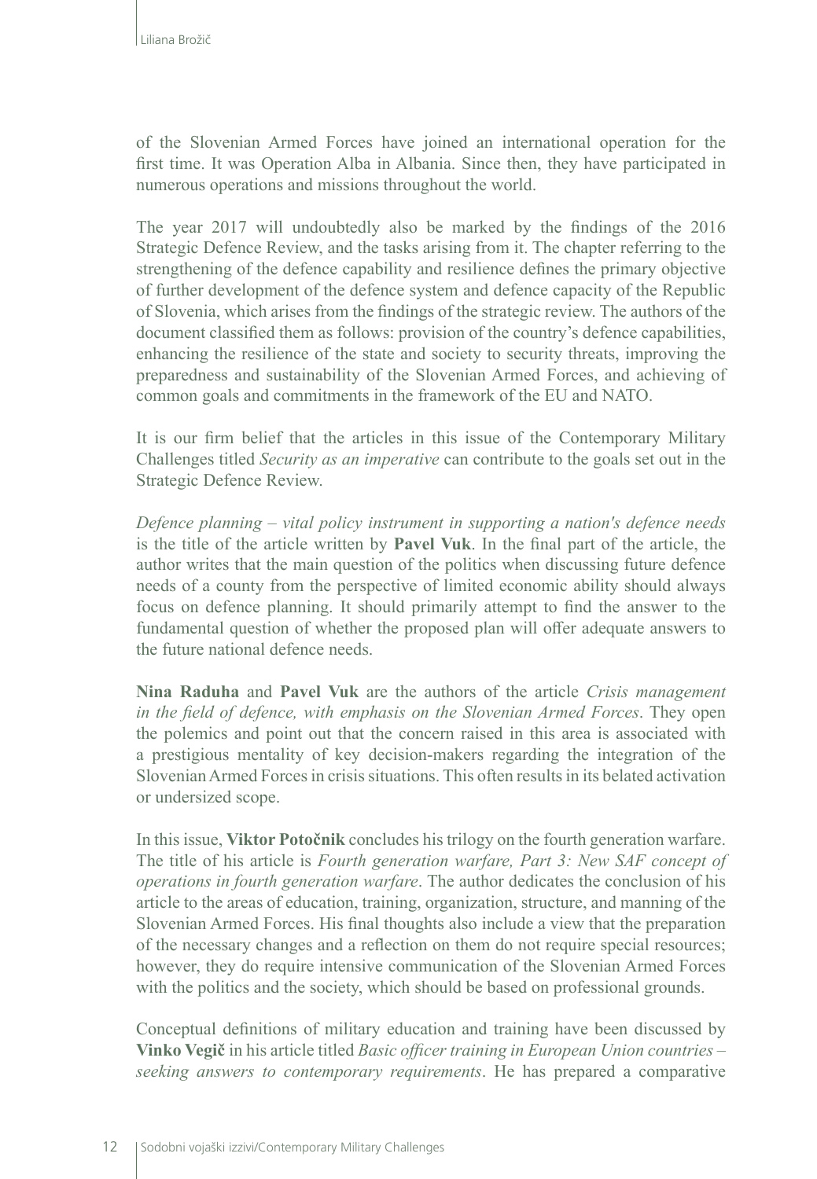of the Slovenian Armed Forces have joined an international operation for the first time. It was Operation Alba in Albania. Since then, they have participated in numerous operations and missions throughout the world.

The year 2017 will undoubtedly also be marked by the findings of the 2016 Strategic Defence Review, and the tasks arising from it. The chapter referring to the strengthening of the defence capability and resilience defines the primary objective of further development of the defence system and defence capacity of the Republic of Slovenia, which arises from the findings of the strategic review. The authors of the document classified them as follows: provision of the country's defence capabilities, enhancing the resilience of the state and society to security threats, improving the preparedness and sustainability of the Slovenian Armed Forces, and achieving of common goals and commitments in the framework of the EU and NATO.

It is our firm belief that the articles in this issue of the Contemporary Military Challenges titled *Security as an imperative* can contribute to the goals set out in the Strategic Defence Review.

*Defence planning – vital policy instrument in supporting a nation's defence needs* is the title of the article written by **Pavel Vuk**. In the final part of the article, the author writes that the main question of the politics when discussing future defence needs of a county from the perspective of limited economic ability should always focus on defence planning. It should primarily attempt to find the answer to the fundamental question of whether the proposed plan will offer adequate answers to the future national defence needs.

**Nina Raduha** and **Pavel Vuk** are the authors of the article *Crisis management in the field of defence, with emphasis on the Slovenian Armed Forces*. They open the polemics and point out that the concern raised in this area is associated with a prestigious mentality of key decision-makers regarding the integration of the Slovenian Armed Forces in crisis situations. This often results in its belated activation or undersized scope.

In this issue, **Viktor Potočnik** concludes his trilogy on the fourth generation warfare. The title of his article is *Fourth generation warfare, Part 3: New SAF concept of operations in fourth generation warfare*. The author dedicates the conclusion of his article to the areas of education, training, organization, structure, and manning of the Slovenian Armed Forces. His final thoughts also include a view that the preparation of the necessary changes and a reflection on them do not require special resources; however, they do require intensive communication of the Slovenian Armed Forces with the politics and the society, which should be based on professional grounds.

Conceptual definitions of military education and training have been discussed by **Vinko Vegič** in his article titled *Basic officer training in European Union countries – seeking answers to contemporary requirements*. He has prepared a comparative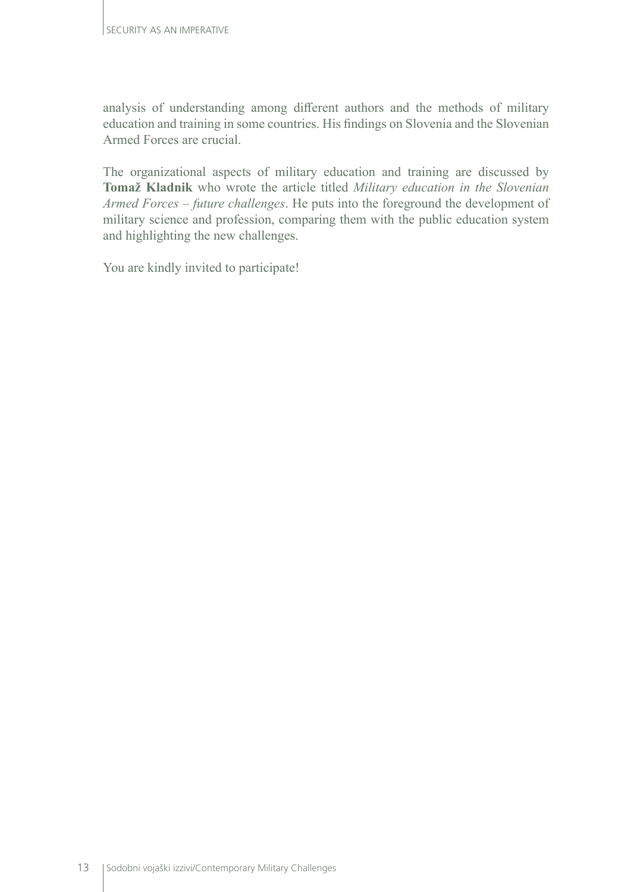analysis of understanding among different authors and the methods of military education and training in some countries. His findings on Slovenia and the Slovenian Armed Forces are crucial.

The organizational aspects of military education and training are discussed by **Tomaž Kladnik** who wrote the article titled *Military education in the Slovenian Armed Forces – future challenges*. He puts into the foreground the development of military science and profession, comparing them with the public education system and highlighting the new challenges.

You are kindly invited to participate!